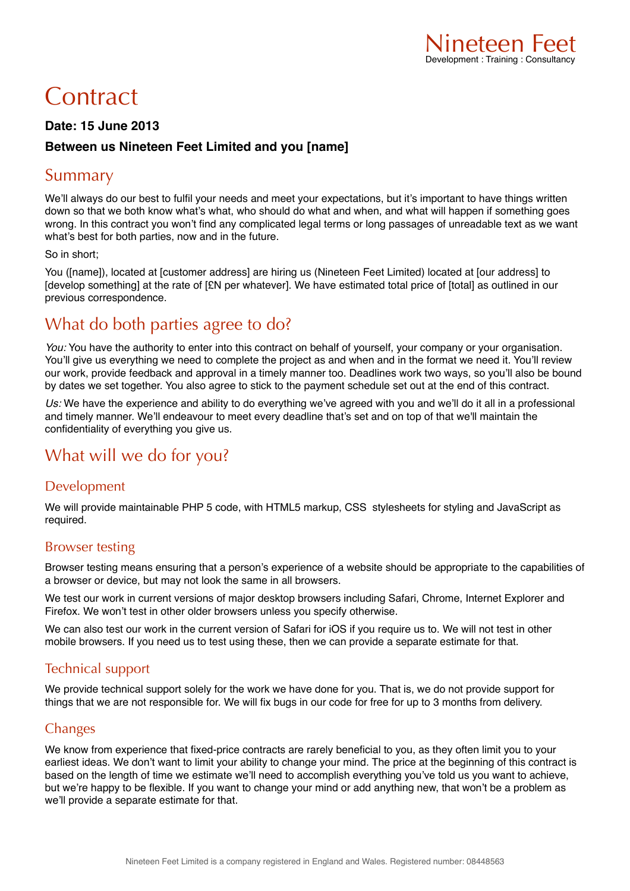Nineteen Feet
Development : Training : Consultancy

# Contract

**Date: 15 June 2013**

**Between us Nineteen Feet Limited and you [name]**

## Summary

We'll always do our best to fulfil your needs and meet your expectations, but it's important to have things written down so that we both know what's what, who should do what and when, and what will happen if something goes wrong. In this contract you won't find any complicated legal terms or long passages of unreadable text as we want what's best for both parties, now and in the future.

So in short;

You ([name]), located at [customer address] are hiring us (Nineteen Feet Limited) located at [our address] to [develop something] at the rate of [£N per whatever]. We have estimated total price of [total] as outlined in our previous correspondence.

## What do both parties agree to do?

*You:* You have the authority to enter into this contract on behalf of yourself, your company or your organisation. You'll give us everything we need to complete the project as and when and in the format we need it. You'll review our work, provide feedback and approval in a timely manner too. Deadlines work two ways, so you'll also be bound by dates we set together. You also agree to stick to the payment schedule set out at the end of this contract.

*Us:* We have the experience and ability to do everything we've agreed with you and we'll do it all in a professional and timely manner. We'll endeavour to meet every deadline that's set and on top of that we'll maintain the confidentiality of everything you give us.

## What will we do for you?

### Development

We will provide maintainable PHP 5 code, with HTML5 markup, CSS stylesheets for styling and JavaScript as required.

### Browser testing

Browser testing means ensuring that a person's experience of a website should be appropriate to the capabilities of a browser or device, but may not look the same in all browsers.

We test our work in current versions of major desktop browsers including Safari, Chrome, Internet Explorer and Firefox. We won't test in other older browsers unless you specify otherwise.

We can also test our work in the current version of Safari for iOS if you require us to. We will not test in other mobile browsers. If you need us to test using these, then we can provide a separate estimate for that.

### Technical support

We provide technical support solely for the work we have done for you. That is, we do not provide support for things that we are not responsible for. We will fix bugs in our code for free for up to 3 months from delivery.

### Changes

We know from experience that fixed-price contracts are rarely beneficial to you, as they often limit you to your earliest ideas. We don't want to limit your ability to change your mind. The price at the beginning of this contract is based on the length of time we estimate we'll need to accomplish everything you've told us you want to achieve, but we're happy to be flexible. If you want to change your mind or add anything new, that won't be a problem as we'll provide a separate estimate for that.

Nineteen Feet Limited is a company registered in England and Wales. Registered number: 08448563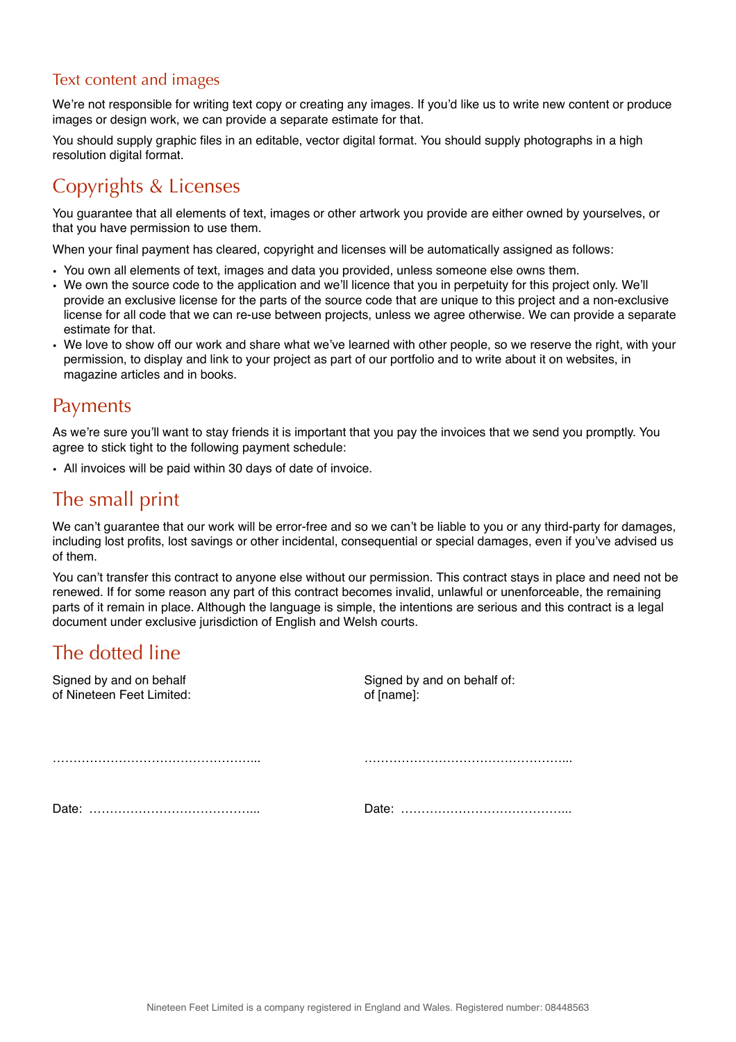### Text content and images

We're not responsible for writing text copy or creating any images. If you'd like us to write new content or produce images or design work, we can provide a separate estimate for that.

You should supply graphic files in an editable, vector digital format. You should supply photographs in a high resolution digital format.

## Copyrights & Licenses

You guarantee that all elements of text, images or other artwork you provide are either owned by yourselves, or that you have permission to use them.

When your final payment has cleared, copyright and licenses will be automatically assigned as follows:

- You own all elements of text, images and data you provided, unless someone else owns them.
- We own the source code to the application and we'll licence that you in perpetuity for this project only. We'll provide an exclusive license for the parts of the source code that are unique to this project and a non-exclusive license for all code that we can re-use between projects, unless we agree otherwise. We can provide a separate estimate for that.
- We love to show off our work and share what we've learned with other people, so we reserve the right, with your permission, to display and link to your project as part of our portfolio and to write about it on websites, in magazine articles and in books.

## Payments

As we're sure you'll want to stay friends it is important that you pay the invoices that we send you promptly. You agree to stick tight to the following payment schedule:

- All invoices will be paid within 30 days of date of invoice.

## The small print

We can't guarantee that our work will be error-free and so we can't be liable to you or any third-party for damages, including lost profits, lost savings or other incidental, consequential or special damages, even if you've advised us of them.

You can't transfer this contract to anyone else without our permission. This contract stays in place and need not be renewed. If for some reason any part of this contract becomes invalid, unlawful or unenforceable, the remaining parts of it remain in place. Although the language is simple, the intentions are serious and this contract is a legal document under exclusive jurisdiction of English and Welsh courts.

## The dotted line

Signed by and on behalf
of Nineteen Feet Limited:

…………………………………………...

Date: …………………………………...

Signed by and on behalf of:
of [name]:

…………………………………………...

Date: …………………………………...

Nineteen Feet Limited is a company registered in England and Wales. Registered number: 08448563